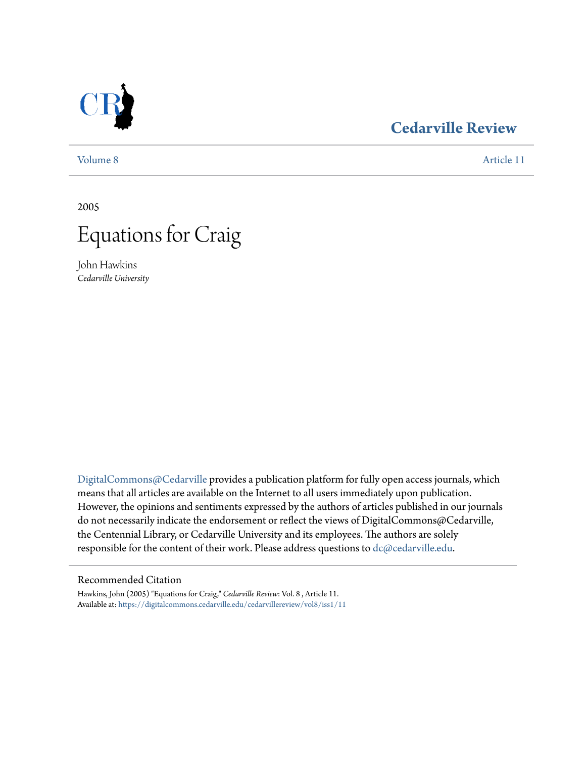**Cedarville Review**

Volume 8 | Article 11

2005

# Equations for Craig

John Hawkins
*Cedarville University*

DigitalCommons@Cedarville provides a publication platform for fully open access journals, which means that all articles are available on the Internet to all users immediately upon publication. However, the opinions and sentiments expressed by the authors of articles published in our journals do not necessarily indicate the endorsement or reflect the views of DigitalCommons@Cedarville, the Centennial Library, or Cedarville University and its employees. The authors are solely responsible for the content of their work. Please address questions to dc@cedarville.edu.

## Recommended Citation

Hawkins, John (2005) "Equations for Craig," *Cedarville Review*: Vol. 8 , Article 11.
Available at: https://digitalcommons.cedarville.edu/cedarvillereview/vol8/iss1/11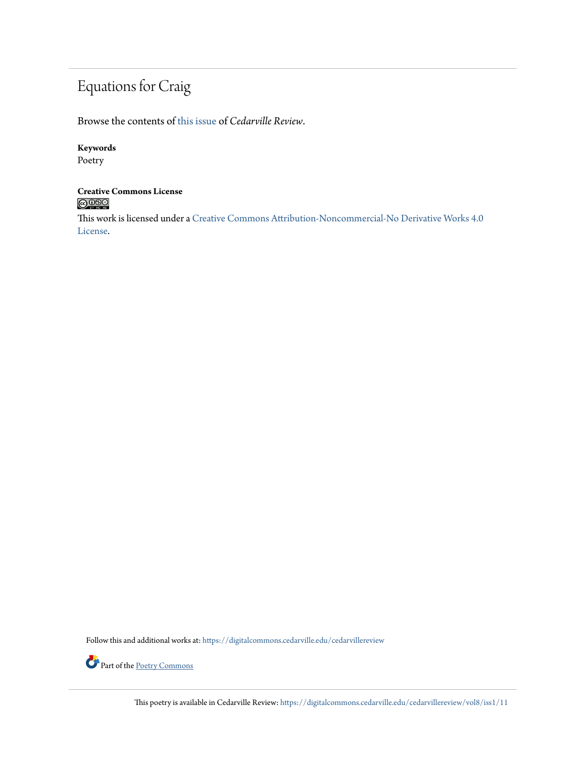# Equations for Craig

Browse the contents of this issue of *Cedarville Review*.

**Keywords**
Poetry

**Creative Commons License**

This work is licensed under a Creative Commons Attribution-Noncommercial-No Derivative Works 4.0 License.

Follow this and additional works at: https://digitalcommons.cedarville.edu/cedarvillereview

Part of the Poetry Commons

This poetry is available in Cedarville Review: https://digitalcommons.cedarville.edu/cedarvillereview/vol8/iss1/11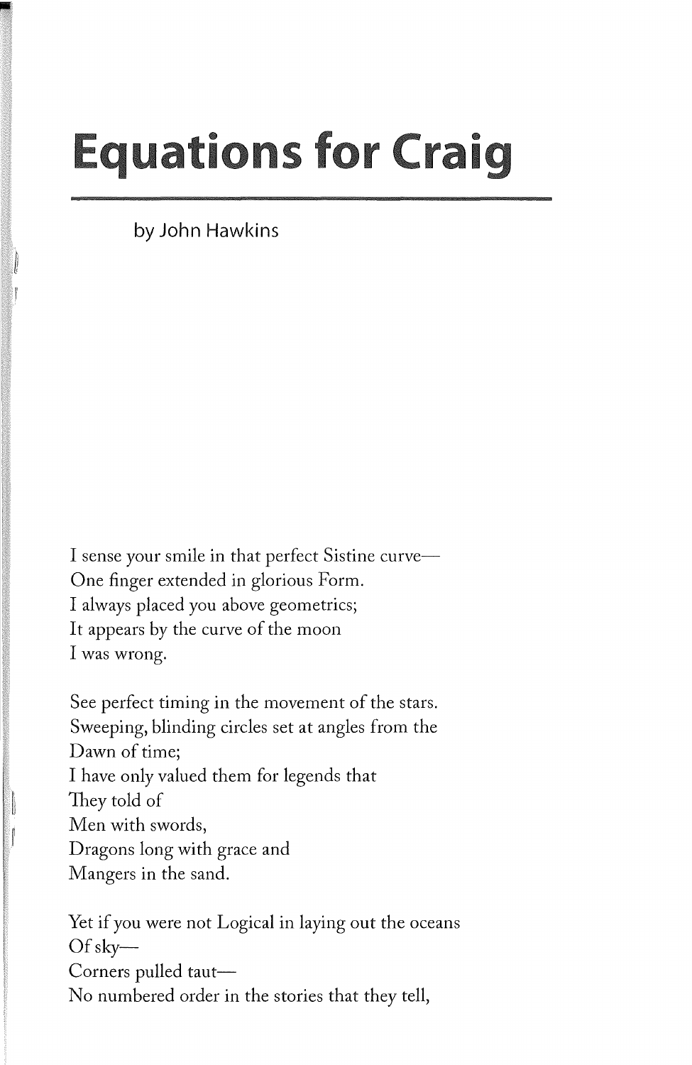# Equations for Craig

by John Hawkins

I sense your smile in that perfect Sistine curve—  
One finger extended in glorious Form.  
I always placed you above geometrics;  
It appears by the curve of the moon  
I was wrong.

See perfect timing in the movement of the stars.  
Sweeping, blinding circles set at angles from the  
Dawn of time;  
I have only valued them for legends that  
They told of  
Men with swords,  
Dragons long with grace and  
Mangers in the sand.

Yet if you were not Logical in laying out the oceans  
Of sky—  
Corners pulled taut—  
No numbered order in the stories that they tell,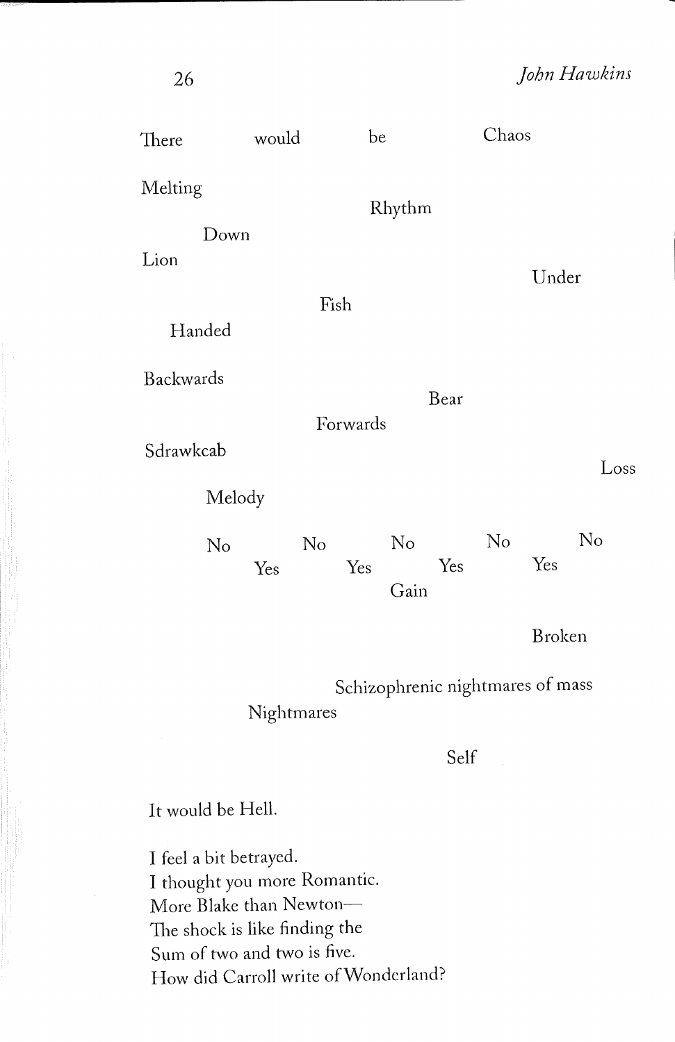There would be Chaos

Melting

Rhythm

Down

Lion

Under

Fish

Handed

Backwards

Bear

Forwards

Sdrawkcab

Loss

Melody

No No No No No
Yes Yes Yes Yes
Gain

Broken

Schizophrenic nightmares of mass

Nightmares

Self

It would be Hell.

I feel a bit betrayed.
I thought you more Romantic.
More Blake than Newton—
The shock is like finding the
Sum of two and two is five.
How did Carroll write of Wonderland?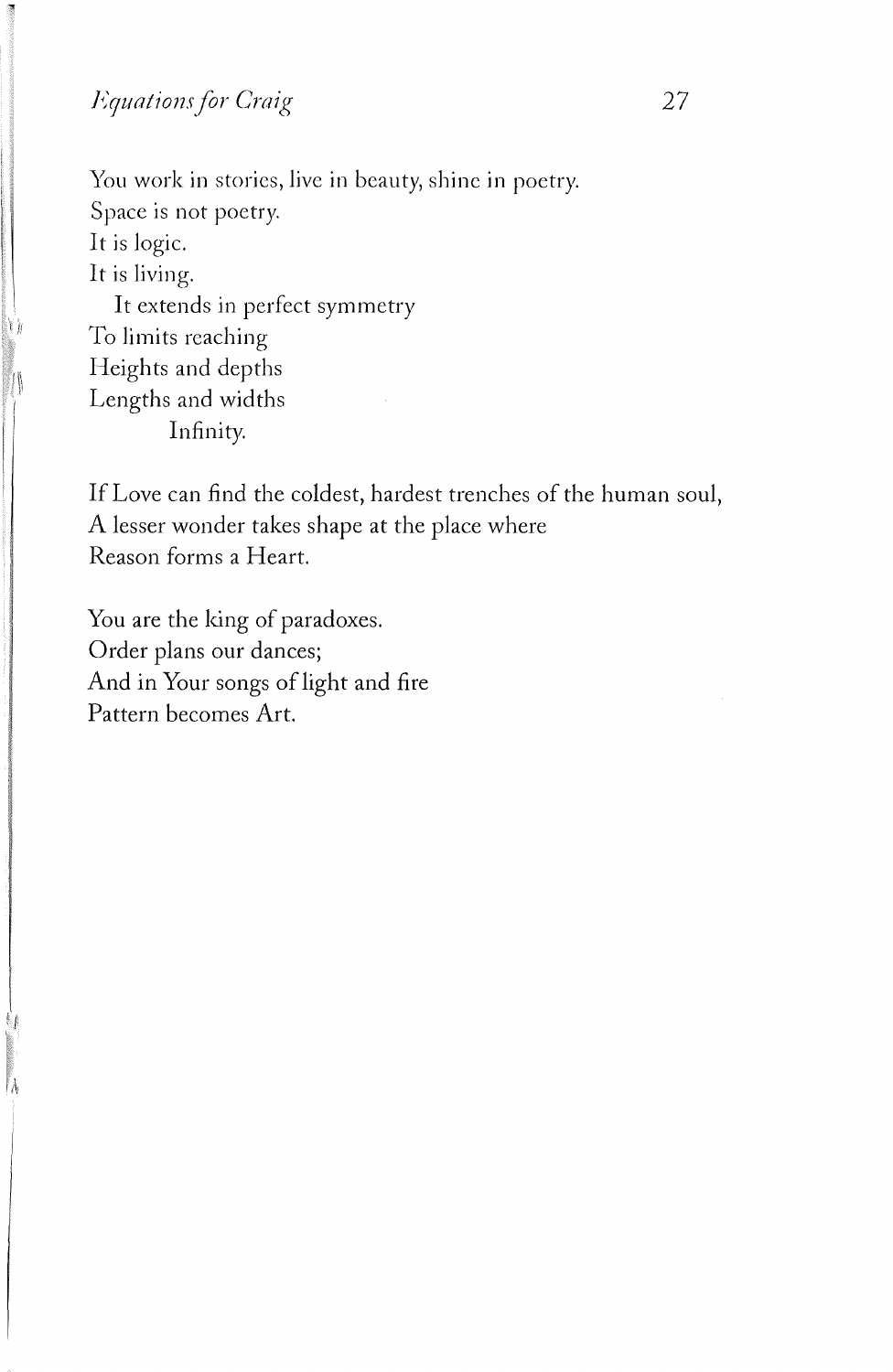You work in stories, live in beauty, shine in poetry.  
Space is not poetry.  
It is logic.  
It is living.  
   It extends in perfect symmetry  
To limits reaching  
Heights and depths  
Lengths and widths  
         Infinity.

If Love can find the coldest, hardest trenches of the human soul,  
A lesser wonder takes shape at the place where  
Reason forms a Heart.

You are the king of paradoxes.  
Order plans our dances;  
And in Your songs of light and fire  
Pattern becomes Art.